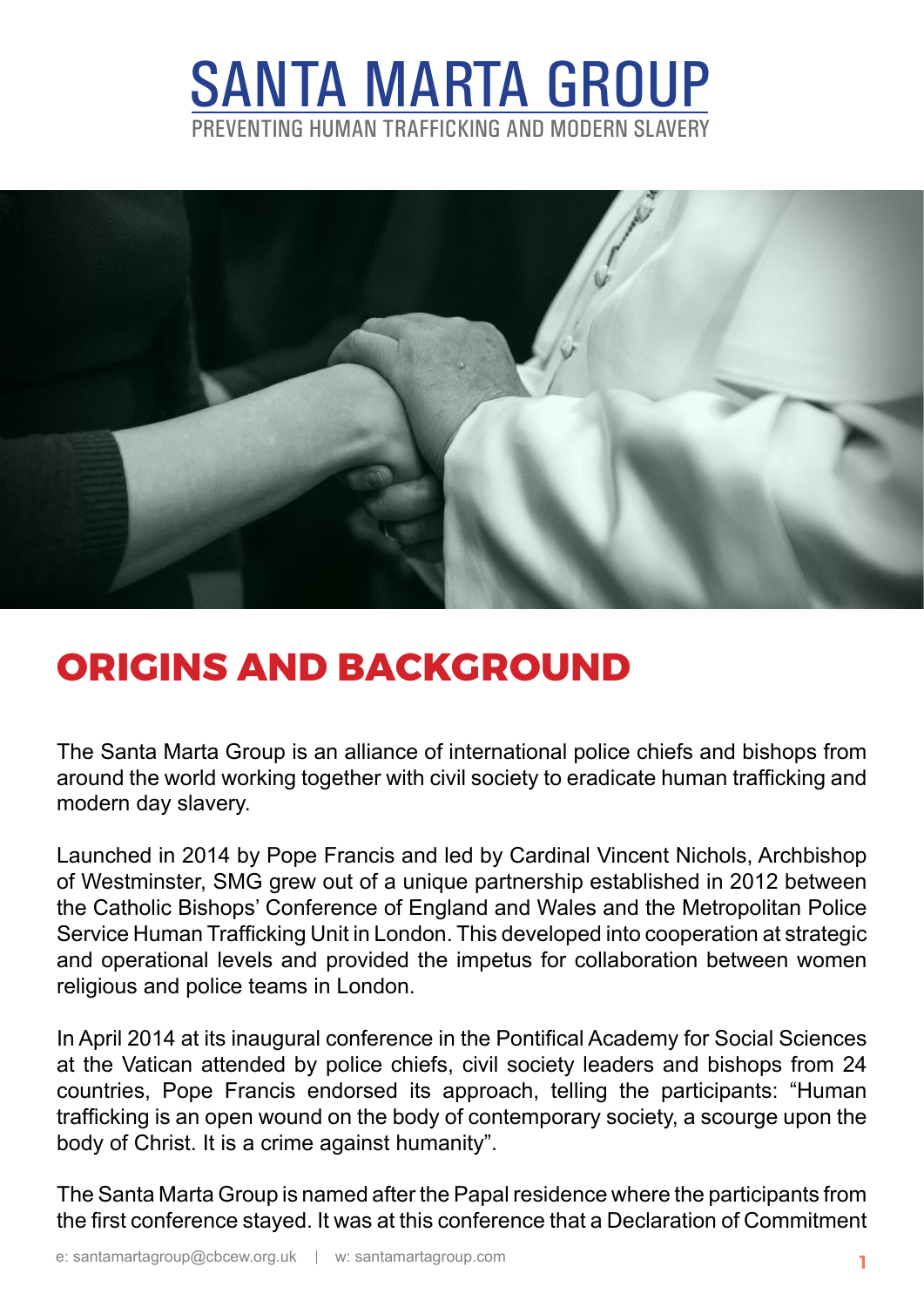# SANTA MARTA GROUP

PREVENTING HUMAN TRAFFICKING AND MODERN SLAVERY

## ORIGINS AND BACKGROUND

The Santa Marta Group is an alliance of international police chiefs and bishops from around the world working together with civil society to eradicate human trafficking and modern day slavery.

Launched in 2014 by Pope Francis and led by Cardinal Vincent Nichols, Archbishop of Westminster, SMG grew out of a unique partnership established in 2012 between the Catholic Bishops' Conference of England and Wales and the Metropolitan Police Service Human Trafficking Unit in London. This developed into cooperation at strategic and operational levels and provided the impetus for collaboration between women religious and police teams in London.

In April 2014 at its inaugural conference in the Pontifical Academy for Social Sciences at the Vatican attended by police chiefs, civil society leaders and bishops from 24 countries, Pope Francis endorsed its approach, telling the participants: "Human trafficking is an open wound on the body of contemporary society, a scourge upon the body of Christ. It is a crime against humanity".

The Santa Marta Group is named after the Papal residence where the participants from the first conference stayed. It was at this conference that a Declaration of Commitment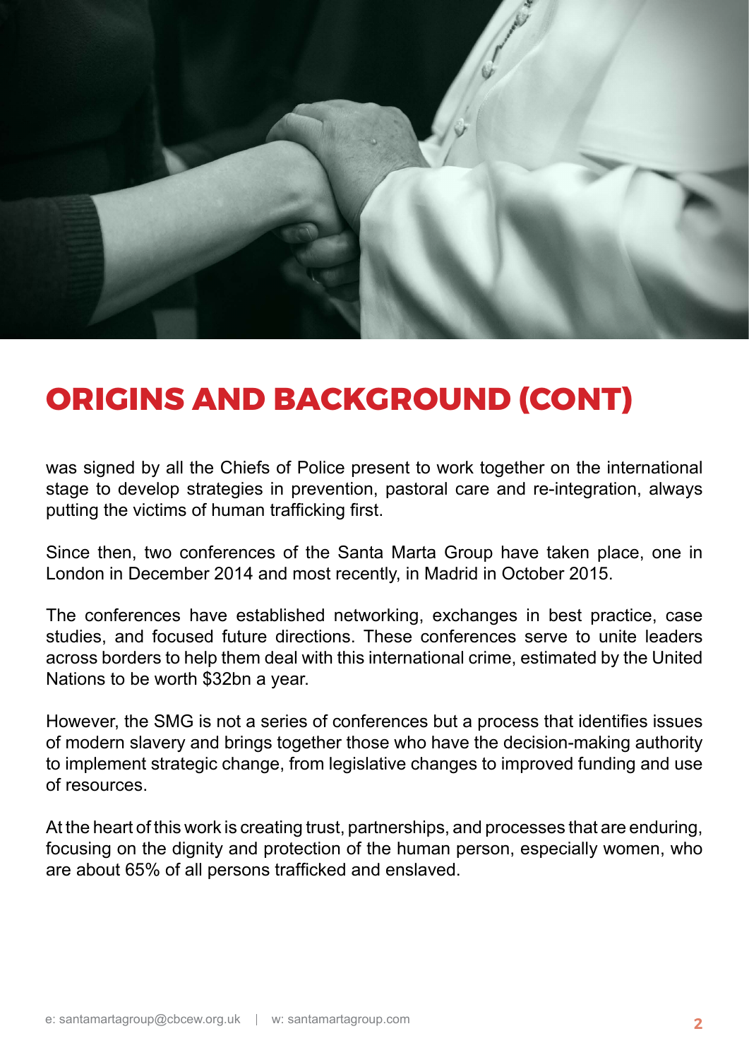## ORIGINS AND BACKGROUND (CONT)

was signed by all the Chiefs of Police present to work together on the international stage to develop strategies in prevention, pastoral care and re-integration, always putting the victims of human trafficking first.

Since then, two conferences of the Santa Marta Group have taken place, one in London in December 2014 and most recently, in Madrid in October 2015.

The conferences have established networking, exchanges in best practice, case studies, and focused future directions. These conferences serve to unite leaders across borders to help them deal with this international crime, estimated by the United Nations to be worth $32bn a year.

However, the SMG is not a series of conferences but a process that identifies issues of modern slavery and brings together those who have the decision-making authority to implement strategic change, from legislative changes to improved funding and use of resources.

At the heart of this work is creating trust, partnerships, and processes that are enduring, focusing on the dignity and protection of the human person, especially women, who are about 65% of all persons trafficked and enslaved.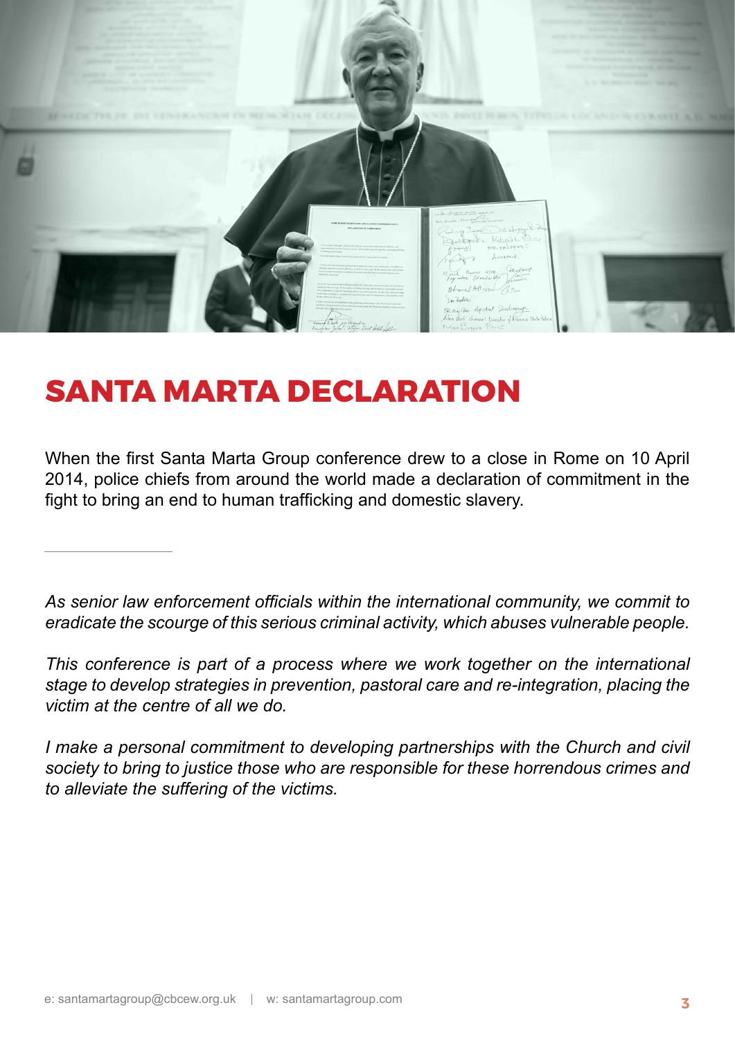# SANTA MARTA DECLARATION

When the first Santa Marta Group conference drew to a close in Rome on 10 April 2014, police chiefs from around the world made a declaration of commitment in the fight to bring an end to human trafficking and domestic slavery.

*As senior law enforcement officials within the international community, we commit to eradicate the scourge of this serious criminal activity, which abuses vulnerable people.*

*This conference is part of a process where we work together on the international stage to develop strategies in prevention, pastoral care and re-integration, placing the victim at the centre of all we do.*

*I make a personal commitment to developing partnerships with the Church and civil society to bring to justice those who are responsible for these horrendous crimes and to alleviate the suffering of the victims.*